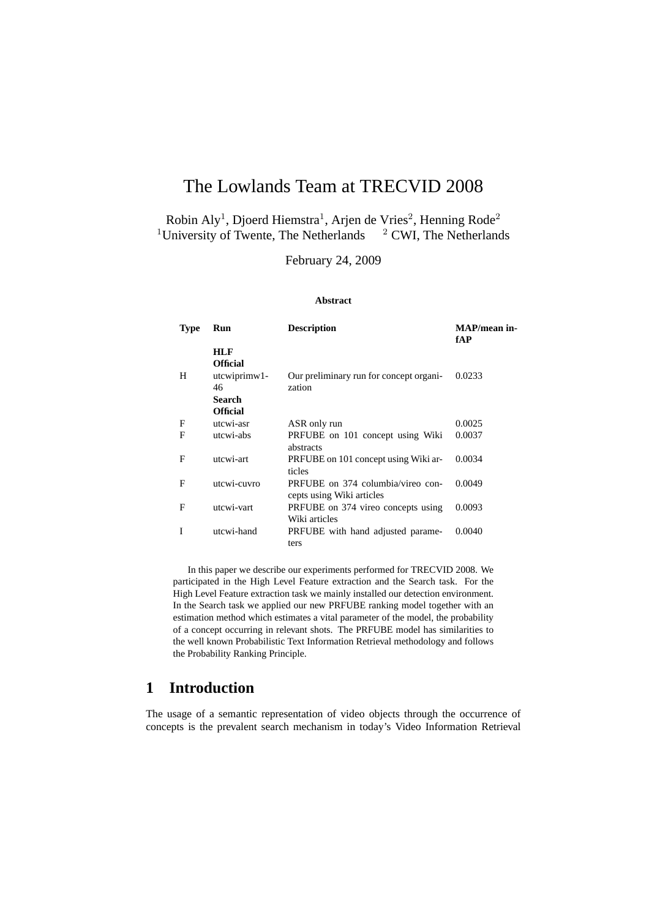# The Lowlands Team at TRECVID 2008

Robin Aly[1], Djoerd Hiemstra[1], Arjen de Vries[2], Henning Rode[2]
[1]University of Twente, The Netherlands [2] CWI, The Netherlands

February 24, 2009

**Abstract**

| Type | Run | Description | MAP/mean infAP |
|---|---|---|---|
| | **HLF Official** | | |
| H | utcwiprimw1-46 | Our preliminary run for concept organization | 0.0233 |
| | **Search Official** | | |
| F | utcwi-asr | ASR only run | 0.0025 |
| F | utcwi-abs | PRFUBE on 101 concept using Wiki abstracts | 0.0037 |
| F | utcwi-art | PRFUBE on 101 concept using Wiki articles | 0.0034 |
| F | utcwi-cuvro | PRFUBE on 374 columbia/vireo concepts using Wiki articles | 0.0049 |
| F | utcwi-vart | PRFUBE on 374 vireo concepts using Wiki articles | 0.0093 |
| I | utcwi-hand | PRFUBE with hand adjusted parameters | 0.0040 |

In this paper we describe our experiments performed for TRECVID 2008. We participated in the High Level Feature extraction and the Search task. For the High Level Feature extraction task we mainly installed our detection environment. In the Search task we applied our new PRFUBE ranking model together with an estimation method which estimates a vital parameter of the model, the probability of a concept occurring in relevant shots. The PRFUBE model has similarities to the well known Probabilistic Text Information Retrieval methodology and follows the Probability Ranking Principle.

## 1 Introduction

The usage of a semantic representation of video objects through the occurrence of concepts is the prevalent search mechanism in today's Video Information Retrieval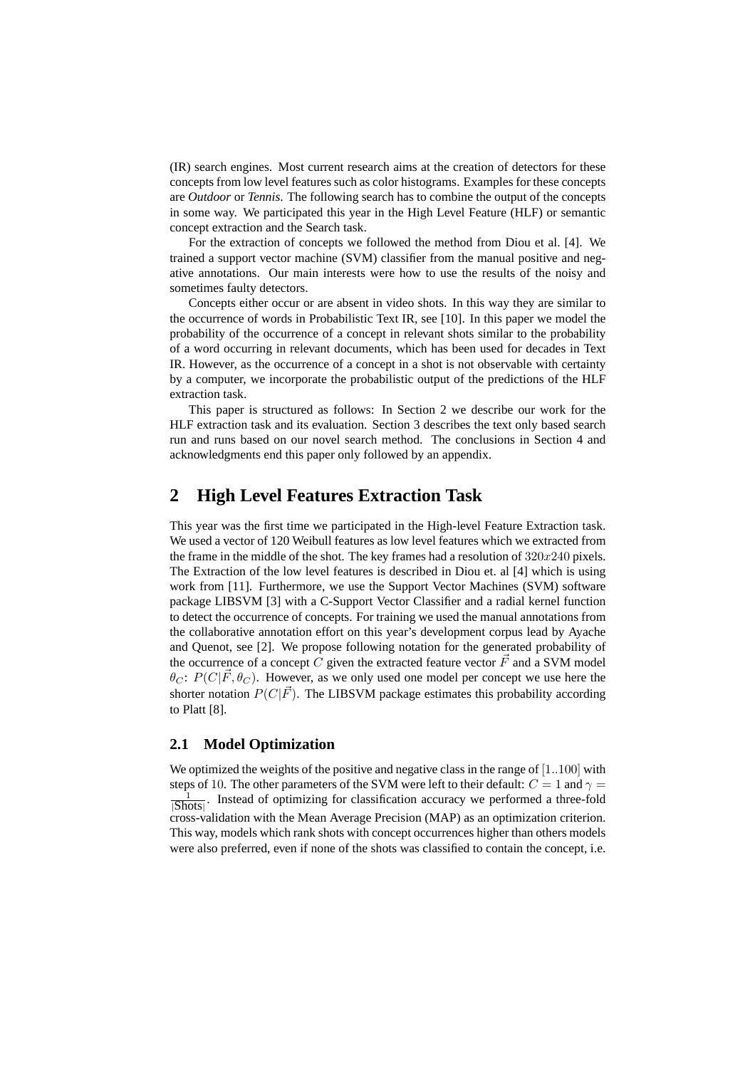(IR) search engines. Most current research aims at the creation of detectors for these concepts from low level features such as color histograms. Examples for these concepts are *Outdoor* or *Tennis*. The following search has to combine the output of the concepts in some way. We participated this year in the High Level Feature (HLF) or semantic concept extraction and the Search task.

For the extraction of concepts we followed the method from Diou et al. [4]. We trained a support vector machine (SVM) classifier from the manual positive and negative annotations. Our main interests were how to use the results of the noisy and sometimes faulty detectors.

Concepts either occur or are absent in video shots. In this way they are similar to the occurrence of words in Probabilistic Text IR, see [10]. In this paper we model the probability of the occurrence of a concept in relevant shots similar to the probability of a word occurring in relevant documents, which has been used for decades in Text IR. However, as the occurrence of a concept in a shot is not observable with certainty by a computer, we incorporate the probabilistic output of the predictions of the HLF extraction task.

This paper is structured as follows: In Section 2 we describe our work for the HLF extraction task and its evaluation. Section 3 describes the text only based search run and runs based on our novel search method. The conclusions in Section 4 and acknowledgments end this paper only followed by an appendix.

# 2 High Level Features Extraction Task

This year was the first time we participated in the High-level Feature Extraction task. We used a vector of 120 Weibull features as low level features which we extracted from the frame in the middle of the shot. The key frames had a resolution of $320x240$ pixels. The Extraction of the low level features is described in Diou et. al [4] which is using work from [11]. Furthermore, we use the Support Vector Machines (SVM) software package LIBSVM [3] with a C-Support Vector Classifier and a radial kernel function to detect the occurrence of concepts. For training we used the manual annotations from the collaborative annotation effort on this year's development corpus lead by Ayache and Quenot, see [2]. We propose following notation for the generated probability of the occurrence of a concept $C$ given the extracted feature vector $\vec{F}$ and a SVM model $\theta_C$: $P(C|\vec{F}, \theta_C)$. However, as we only used one model per concept we use here the shorter notation $P(C|\vec{F})$. The LIBSVM package estimates this probability according to Platt [8].

## 2.1 Model Optimization

We optimized the weights of the positive and negative class in the range of $[1..100]$ with steps of $10$. The other parameters of the SVM were left to their default: $C = 1$ and $\gamma = \frac{1}{|\text{Shots}|}$. Instead of optimizing for classification accuracy we performed a three-fold cross-validation with the Mean Average Precision (MAP) as an optimization criterion. This way, models which rank shots with concept occurrences higher than others models were also preferred, even if none of the shots was classified to contain the concept, i.e.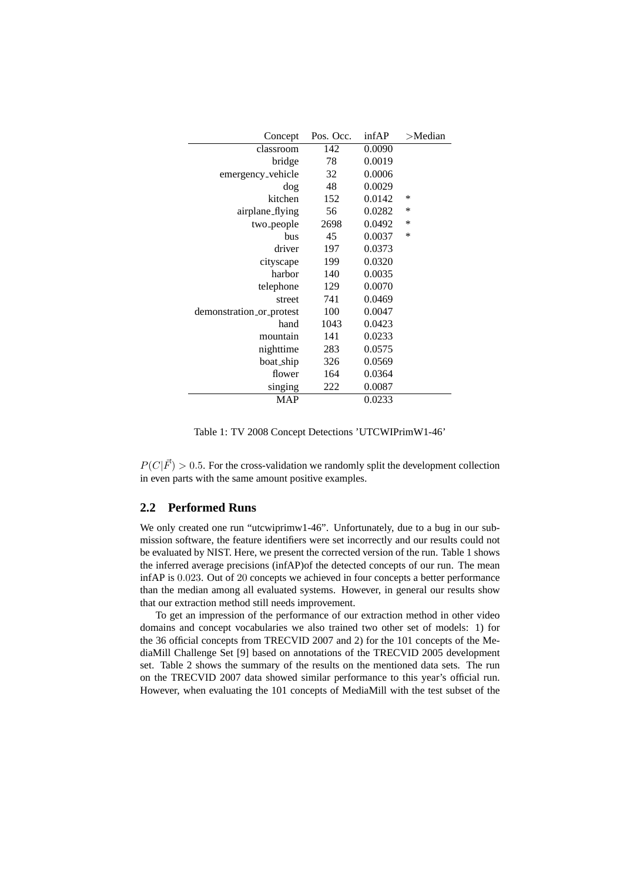| Concept | Pos. Occ. | infAP | >Median |
|---|---|---|---|
| classroom | 142 | 0.0090 | |
| bridge | 78 | 0.0019 | |
| emergency_vehicle | 32 | 0.0006 | |
| dog | 48 | 0.0029 | |
| kitchen | 152 | 0.0142 | * |
| airplane_flying | 56 | 0.0282 | * |
| two_people | 2698 | 0.0492 | * |
| bus | 45 | 0.0037 | * |
| driver | 197 | 0.0373 | |
| cityscape | 199 | 0.0320 | |
| harbor | 140 | 0.0035 | |
| telephone | 129 | 0.0070 | |
| street | 741 | 0.0469 | |
| demonstration_or_protest | 100 | 0.0047 | |
| hand | 1043 | 0.0423 | |
| mountain | 141 | 0.0233 | |
| nighttime | 283 | 0.0575 | |
| boat_ship | 326 | 0.0569 | |
| flower | 164 | 0.0364 | |
| singing | 222 | 0.0087 | |
| MAP | | 0.0233 | |

Table 1: TV 2008 Concept Detections 'UTCWIPrimW1-46'

$P(C|\vec{F}) > 0.5$. For the cross-validation we randomly split the development collection in even parts with the same amount positive examples.

## 2.2 Performed Runs

We only created one run "utcwiprimw1-46". Unfortunately, due to a bug in our submission software, the feature identifiers were set incorrectly and our results could not be evaluated by NIST. Here, we present the corrected version of the run. Table 1 shows the inferred average precisions (infAP)of the detected concepts of our run. The mean infAP is $0.023$. Out of $20$ concepts we achieved in four concepts a better performance than the median among all evaluated systems. However, in general our results show that our extraction method still needs improvement.

To get an impression of the performance of our extraction method in other video domains and concept vocabularies we also trained two other set of models: 1) for the 36 official concepts from TRECVID 2007 and 2) for the 101 concepts of the MediaMill Challenge Set [9] based on annotations of the TRECVID 2005 development set. Table 2 shows the summary of the results on the mentioned data sets. The run on the TRECVID 2007 data showed similar performance to this year's official run. However, when evaluating the 101 concepts of MediaMill with the test subset of the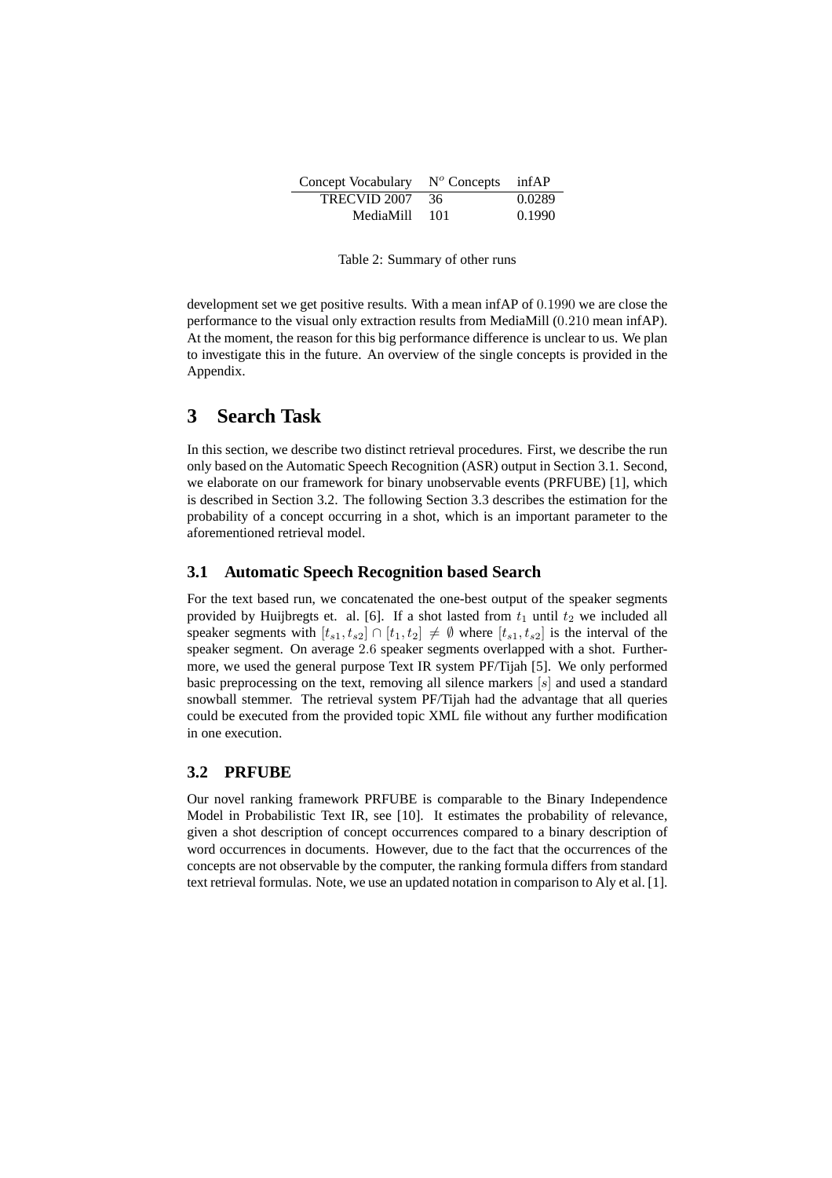| Concept Vocabulary | N$^o$ Concepts | infAP |
|---|---|---|
| TRECVID 2007 | 36 | 0.0289 |
| MediaMill | 101 | 0.1990 |

Table 2: Summary of other runs

development set we get positive results. With a mean infAP of $0.1990$ we are close the performance to the visual only extraction results from MediaMill ($0.210$ mean infAP). At the moment, the reason for this big performance difference is unclear to us. We plan to investigate this in the future. An overview of the single concepts is provided in the Appendix.

# 3 Search Task

In this section, we describe two distinct retrieval procedures. First, we describe the run only based on the Automatic Speech Recognition (ASR) output in Section 3.1. Second, we elaborate on our framework for binary unobservable events (PRFUBE) [1], which is described in Section 3.2. The following Section 3.3 describes the estimation for the probability of a concept occurring in a shot, which is an important parameter to the aforementioned retrieval model.

## 3.1 Automatic Speech Recognition based Search

For the text based run, we concatenated the one-best output of the speaker segments provided by Huijbregts et. al. [6]. If a shot lasted from $t_1$ until $t_2$ we included all speaker segments with $[t_{s1}, t_{s2}] \cap [t_1, t_2] \neq \emptyset$ where $[t_{s1}, t_{s2}]$ is the interval of the speaker segment. On average $2.6$ speaker segments overlapped with a shot. Furthermore, we used the general purpose Text IR system PF/Tijah [5]. We only performed basic preprocessing on the text, removing all silence markers $[s]$ and used a standard snowball stemmer. The retrieval system PF/Tijah had the advantage that all queries could be executed from the provided topic XML file without any further modification in one execution.

## 3.2 PRFUBE

Our novel ranking framework PRFUBE is comparable to the Binary Independence Model in Probabilistic Text IR, see [10]. It estimates the probability of relevance, given a shot description of concept occurrences compared to a binary description of word occurrences in documents. However, due to the fact that the occurrences of the concepts are not observable by the computer, the ranking formula differs from standard text retrieval formulas. Note, we use an updated notation in comparison to Aly et al. [1].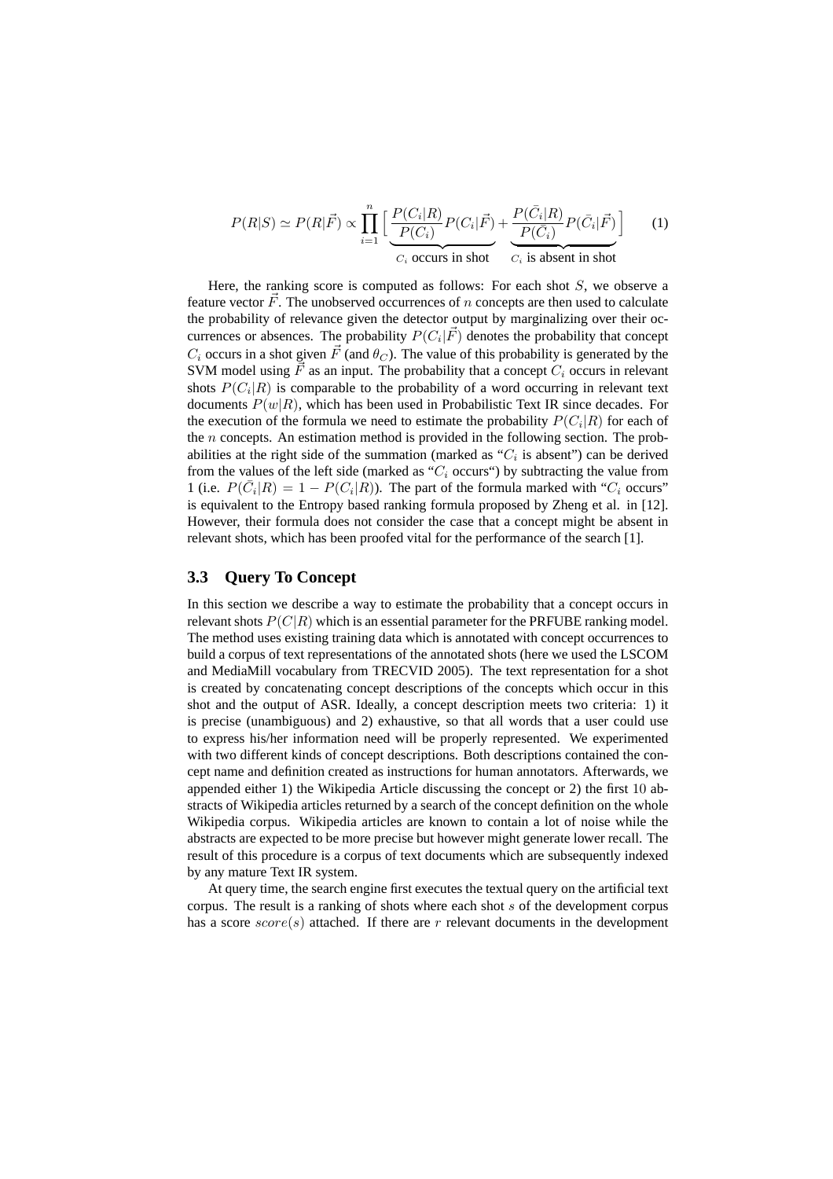$$P(R|S) \simeq P(R|\vec{F}) \propto \prod_{i=1}^{n} \Big[ \underbrace{\frac{P(C_i|R)}{P(C_i)} P(C_i|\vec{F})}_{C_i \text{ occurs in shot}} + \underbrace{\frac{P(\bar{C}_i|R)}{P(\bar{C}_i)} P(\bar{C}_i|\vec{F})}_{C_i \text{ is absent in shot}} \Big] \qquad (1)$$

Here, the ranking score is computed as follows: For each shot $S$, we observe a feature vector $\vec{F}$. The unobserved occurrences of $n$ concepts are then used to calculate the probability of relevance given the detector output by marginalizing over their occurrences or absences. The probability $P(C_i|\vec{F})$ denotes the probability that concept $C_i$ occurs in a shot given $\vec{F}$ (and $\theta_C$). The value of this probability is generated by the SVM model using $\vec{F}$ as an input. The probability that a concept $C_i$ occurs in relevant shots $P(C_i|R)$ is comparable to the probability of a word occurring in relevant text documents $P(w|R)$, which has been used in Probabilistic Text IR since decades. For the execution of the formula we need to estimate the probability $P(C_i|R)$ for each of the $n$ concepts. An estimation method is provided in the following section. The probabilities at the right side of the summation (marked as "$C_i$ is absent") can be derived from the values of the left side (marked as "$C_i$ occurs") by subtracting the value from 1 (i.e. $P(\bar{C}_i|R) = 1 - P(C_i|R)$). The part of the formula marked with "$C_i$ occurs" is equivalent to the Entropy based ranking formula proposed by Zheng et al. in [12]. However, their formula does not consider the case that a concept might be absent in relevant shots, which has been proofed vital for the performance of the search [1].

### 3.3 Query To Concept

In this section we describe a way to estimate the probability that a concept occurs in relevant shots $P(C|R)$ which is an essential parameter for the PRFUBE ranking model. The method uses existing training data which is annotated with concept occurrences to build a corpus of text representations of the annotated shots (here we used the LSCOM and MediaMill vocabulary from TRECVID 2005). The text representation for a shot is created by concatenating concept descriptions of the concepts which occur in this shot and the output of ASR. Ideally, a concept description meets two criteria: 1) it is precise (unambiguous) and 2) exhaustive, so that all words that a user could use to express his/her information need will be properly represented. We experimented with two different kinds of concept descriptions. Both descriptions contained the concept name and definition created as instructions for human annotators. Afterwards, we appended either 1) the Wikipedia Article discussing the concept or 2) the first 10 abstracts of Wikipedia articles returned by a search of the concept definition on the whole Wikipedia corpus. Wikipedia articles are known to contain a lot of noise while the abstracts are expected to be more precise but however might generate lower recall. The result of this procedure is a corpus of text documents which are subsequently indexed by any mature Text IR system.

At query time, the search engine first executes the textual query on the artificial text corpus. The result is a ranking of shots where each shot $s$ of the development corpus has a score $score(s)$ attached. If there are $r$ relevant documents in the development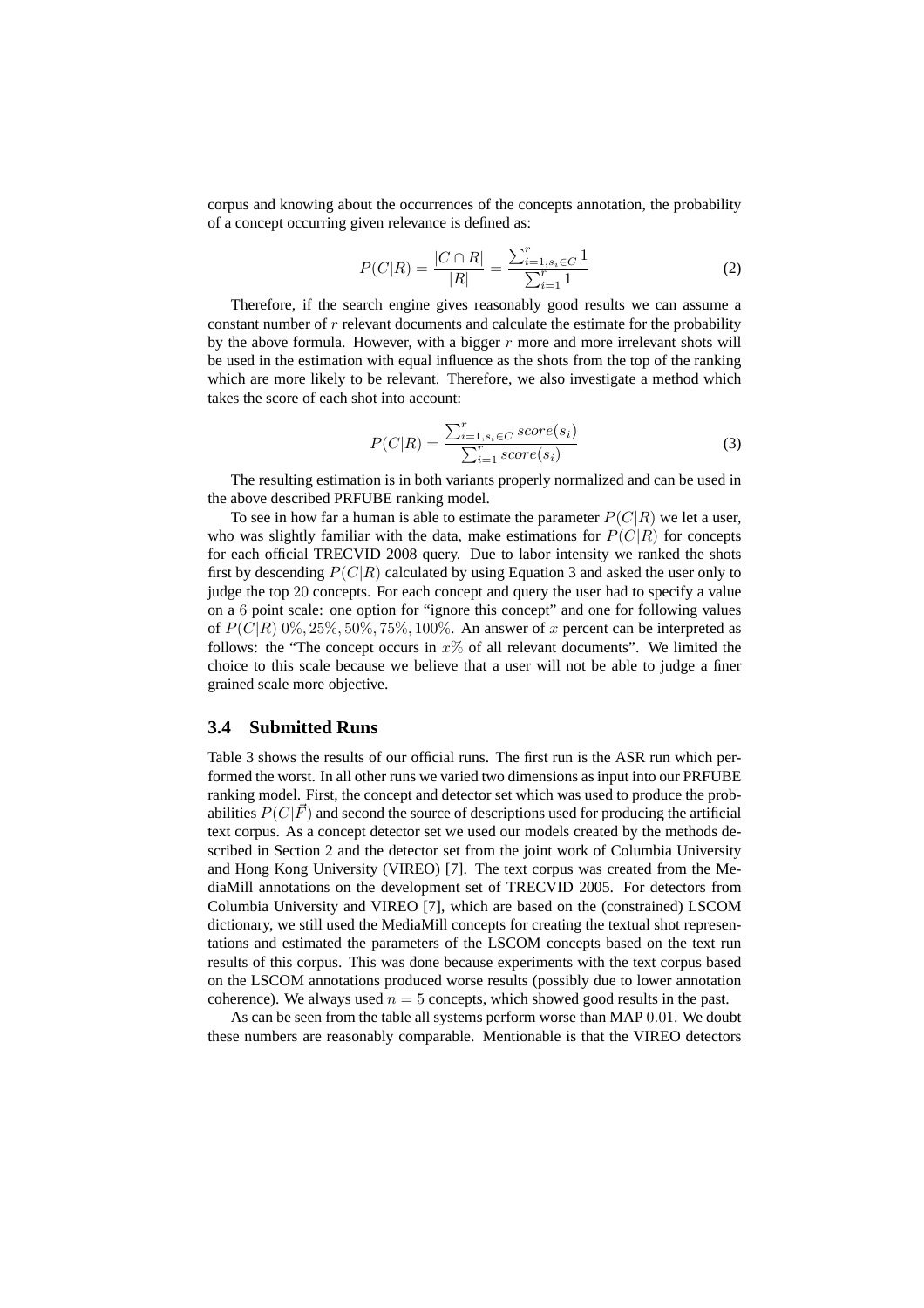corpus and knowing about the occurrences of the concepts annotation, the probability of a concept occurring given relevance is defined as:

$$P(C|R) = \frac{|C \cap R|}{|R|} = \frac{\sum_{i=1,s_i \in C}^{r} 1}{\sum_{i=1}^{r} 1} \tag{2}$$

Therefore, if the search engine gives reasonably good results we can assume a constant number of $r$ relevant documents and calculate the estimate for the probability by the above formula. However, with a bigger $r$ more and more irrelevant shots will be used in the estimation with equal influence as the shots from the top of the ranking which are more likely to be relevant. Therefore, we also investigate a method which takes the score of each shot into account:

$$P(C|R) = \frac{\sum_{i=1,s_i \in C}^{r} score(s_i)}{\sum_{i=1}^{r} score(s_i)} \tag{3}$$

The resulting estimation is in both variants properly normalized and can be used in the above described PRFUBE ranking model.

To see in how far a human is able to estimate the parameter $P(C|R)$ we let a user, who was slightly familiar with the data, make estimations for $P(C|R)$ for concepts for each official TRECVID 2008 query. Due to labor intensity we ranked the shots first by descending $P(C|R)$ calculated by using Equation 3 and asked the user only to judge the top $20$ concepts. For each concept and query the user had to specify a value on a $6$ point scale: one option for "ignore this concept" and one for following values of $P(C|R)$ $0\%, 25\%, 50\%, 75\%, 100\%$. An answer of $x$ percent can be interpreted as follows: the "The concept occurs in $x\%$ of all relevant documents". We limited the choice to this scale because we believe that a user will not be able to judge a finer grained scale more objective.

### 3.4 Submitted Runs

Table 3 shows the results of our official runs. The first run is the ASR run which performed the worst. In all other runs we varied two dimensions as input into our PRFUBE ranking model. First, the concept and detector set which was used to produce the probabilities $P(C|\vec{F})$ and second the source of descriptions used for producing the artificial text corpus. As a concept detector set we used our models created by the methods described in Section 2 and the detector set from the joint work of Columbia University and Hong Kong University (VIREO) [7]. The text corpus was created from the MediaMill annotations on the development set of TRECVID 2005. For detectors from Columbia University and VIREO [7], which are based on the (constrained) LSCOM dictionary, we still used the MediaMill concepts for creating the textual shot representations and estimated the parameters of the LSCOM concepts based on the text run results of this corpus. This was done because experiments with the text corpus based on the LSCOM annotations produced worse results (possibly due to lower annotation coherence). We always used $n = 5$ concepts, which showed good results in the past.

As can be seen from the table all systems perform worse than MAP $0.01$. We doubt these numbers are reasonably comparable. Mentionable is that the VIREO detectors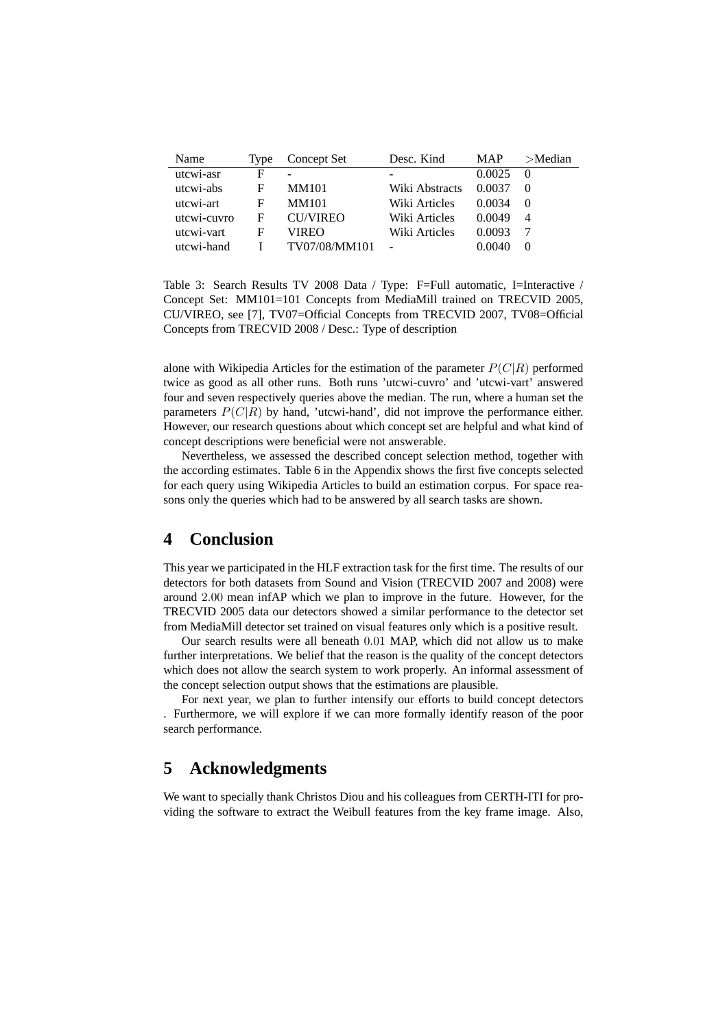| Name | Type | Concept Set | Desc. Kind | MAP | >Median |
|---|---|---|---|---|---|
| utcwi-asr | F | - | - | 0.0025 | 0 |
| utcwi-abs | F | MM101 | Wiki Abstracts | 0.0037 | 0 |
| utcwi-art | F | MM101 | Wiki Articles | 0.0034 | 0 |
| utcwi-cuvro | F | CU/VIREO | Wiki Articles | 0.0049 | 4 |
| utcwi-vart | F | VIREO | Wiki Articles | 0.0093 | 7 |
| utcwi-hand | I | TV07/08/MM101 | - | 0.0040 | 0 |

Table 3: Search Results TV 2008 Data / Type: F=Full automatic, I=Interactive / Concept Set: MM101=101 Concepts from MediaMill trained on TRECVID 2005, CU/VIREO, see [7], TV07=Official Concepts from TRECVID 2007, TV08=Official Concepts from TRECVID 2008 / Desc.: Type of description

alone with Wikipedia Articles for the estimation of the parameter $P(C|R)$ performed twice as good as all other runs. Both runs 'utcwi-cuvro' and 'utcwi-vart' answered four and seven respectively queries above the median. The run, where a human set the parameters $P(C|R)$ by hand, 'utcwi-hand', did not improve the performance either. However, our research questions about which concept set are helpful and what kind of concept descriptions were beneficial were not answerable.

Nevertheless, we assessed the described concept selection method, together with the according estimates. Table 6 in the Appendix shows the first five concepts selected for each query using Wikipedia Articles to build an estimation corpus. For space reasons only the queries which had to be answered by all search tasks are shown.

## 4 Conclusion

This year we participated in the HLF extraction task for the first time. The results of our detectors for both datasets from Sound and Vision (TRECVID 2007 and 2008) were around $2.00$ mean infAP which we plan to improve in the future. However, for the TRECVID 2005 data our detectors showed a similar performance to the detector set from MediaMill detector set trained on visual features only which is a positive result.

Our search results were all beneath $0.01$ MAP, which did not allow us to make further interpretations. We belief that the reason is the quality of the concept detectors which does not allow the search system to work properly. An informal assessment of the concept selection output shows that the estimations are plausible.

For next year, we plan to further intensify our efforts to build concept detectors . Furthermore, we will explore if we can more formally identify reason of the poor search performance.

## 5 Acknowledgments

We want to specially thank Christos Diou and his colleagues from CERTH-ITI for providing the software to extract the Weibull features from the key frame image. Also,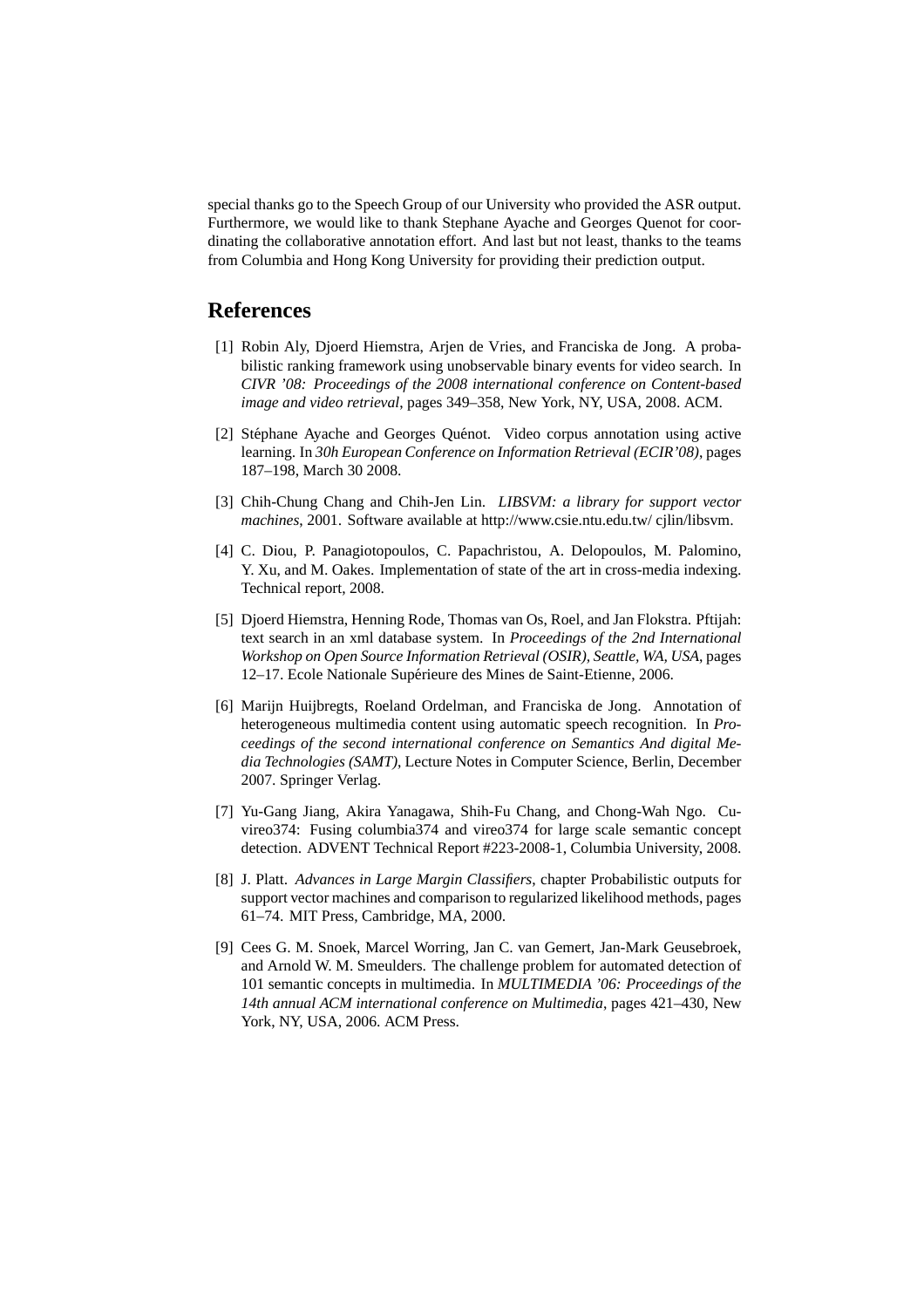special thanks go to the Speech Group of our University who provided the ASR output. Furthermore, we would like to thank Stephane Ayache and Georges Quenot for coordinating the collaborative annotation effort. And last but not least, thanks to the teams from Columbia and Hong Kong University for providing their prediction output.

## References

[1] Robin Aly, Djoerd Hiemstra, Arjen de Vries, and Franciska de Jong. A probabilistic ranking framework using unobservable binary events for video search. In *CIVR '08: Proceedings of the 2008 international conference on Content-based image and video retrieval*, pages 349–358, New York, NY, USA, 2008. ACM.

[2] Stéphane Ayache and Georges Quénot. Video corpus annotation using active learning. In *30h European Conference on Information Retrieval (ECIR'08)*, pages 187–198, March 30 2008.

[3] Chih-Chung Chang and Chih-Jen Lin. *LIBSVM: a library for support vector machines*, 2001. Software available at http://www.csie.ntu.edu.tw/ cjlin/libsvm.

[4] C. Diou, P. Panagiotopoulos, C. Papachristou, A. Delopoulos, M. Palomino, Y. Xu, and M. Oakes. Implementation of state of the art in cross-media indexing. Technical report, 2008.

[5] Djoerd Hiemstra, Henning Rode, Thomas van Os, Roel, and Jan Flokstra. Pftijah: text search in an xml database system. In *Proceedings of the 2nd International Workshop on Open Source Information Retrieval (OSIR), Seattle, WA, USA*, pages 12–17. Ecole Nationale Supérieure des Mines de Saint-Etienne, 2006.

[6] Marijn Huijbregts, Roeland Ordelman, and Franciska de Jong. Annotation of heterogeneous multimedia content using automatic speech recognition. In *Proceedings of the second international conference on Semantics And digital Media Technologies (SAMT)*, Lecture Notes in Computer Science, Berlin, December 2007. Springer Verlag.

[7] Yu-Gang Jiang, Akira Yanagawa, Shih-Fu Chang, and Chong-Wah Ngo. Cuvireo374: Fusing columbia374 and vireo374 for large scale semantic concept detection. ADVENT Technical Report #223-2008-1, Columbia University, 2008.

[8] J. Platt. *Advances in Large Margin Classifiers*, chapter Probabilistic outputs for support vector machines and comparison to regularized likelihood methods, pages 61–74. MIT Press, Cambridge, MA, 2000.

[9] Cees G. M. Snoek, Marcel Worring, Jan C. van Gemert, Jan-Mark Geusebroek, and Arnold W. M. Smeulders. The challenge problem for automated detection of 101 semantic concepts in multimedia. In *MULTIMEDIA '06: Proceedings of the 14th annual ACM international conference on Multimedia*, pages 421–430, New York, NY, USA, 2006. ACM Press.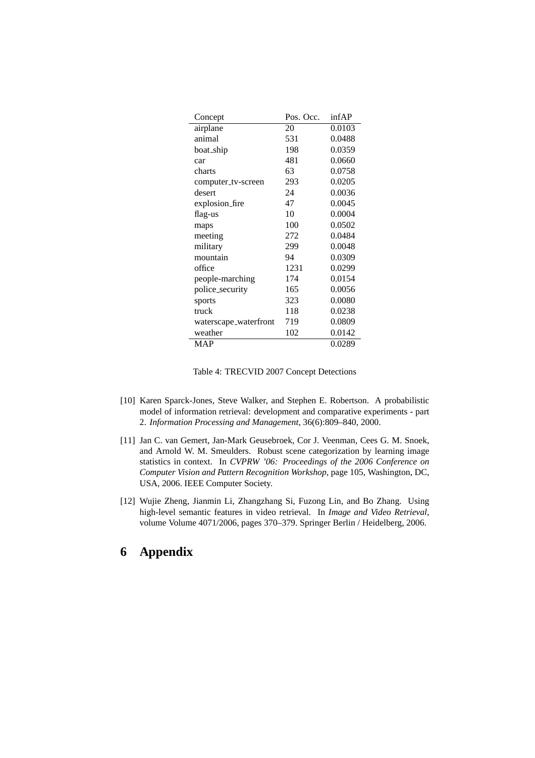| Concept | Pos. Occ. | infAP |
|---|---|---|
| airplane | 20 | 0.0103 |
| animal | 531 | 0.0488 |
| boat_ship | 198 | 0.0359 |
| car | 481 | 0.0660 |
| charts | 63 | 0.0758 |
| computer_tv-screen | 293 | 0.0205 |
| desert | 24 | 0.0036 |
| explosion_fire | 47 | 0.0045 |
| flag-us | 10 | 0.0004 |
| maps | 100 | 0.0502 |
| meeting | 272 | 0.0484 |
| military | 299 | 0.0048 |
| mountain | 94 | 0.0309 |
| office | 1231 | 0.0299 |
| people-marching | 174 | 0.0154 |
| police_security | 165 | 0.0056 |
| sports | 323 | 0.0080 |
| truck | 118 | 0.0238 |
| waterscape_waterfront | 719 | 0.0809 |
| weather | 102 | 0.0142 |
| MAP | | 0.0289 |

Table 4: TRECVID 2007 Concept Detections

[10] Karen Sparck-Jones, Steve Walker, and Stephen E. Robertson. A probabilistic model of information retrieval: development and comparative experiments - part 2. *Information Processing and Management*, 36(6):809–840, 2000.

[11] Jan C. van Gemert, Jan-Mark Geusebroek, Cor J. Veenman, Cees G. M. Snoek, and Arnold W. M. Smeulders. Robust scene categorization by learning image statistics in context. In *CVPRW '06: Proceedings of the 2006 Conference on Computer Vision and Pattern Recognition Workshop*, page 105, Washington, DC, USA, 2006. IEEE Computer Society.

[12] Wujie Zheng, Jianmin Li, Zhangzhang Si, Fuzong Lin, and Bo Zhang. Using high-level semantic features in video retrieval. In *Image and Video Retrieval*, volume Volume 4071/2006, pages 370–379. Springer Berlin / Heidelberg, 2006.

# 6 Appendix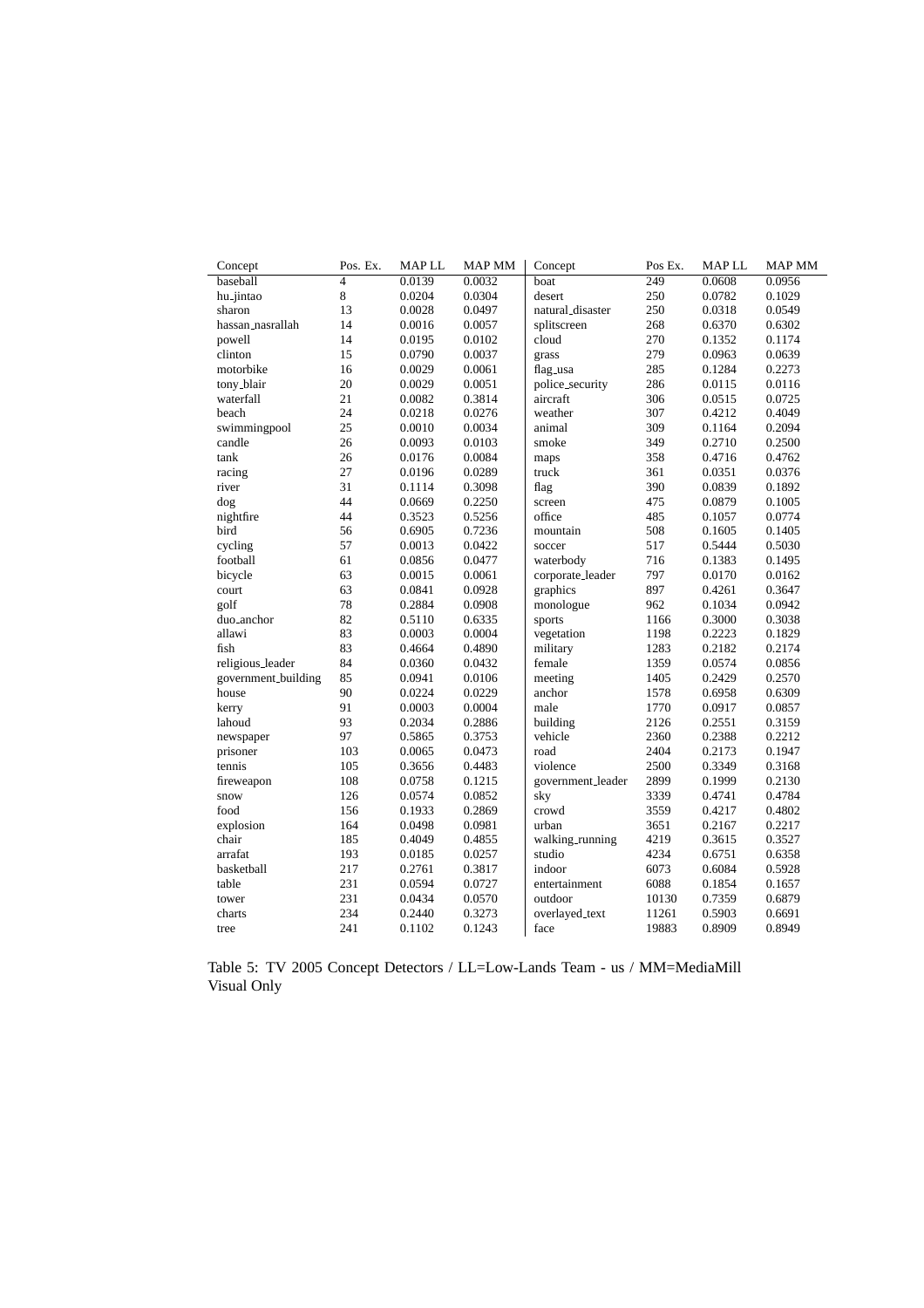| Concept | Pos. Ex. | MAP LL | MAP MM | Concept | Pos Ex. | MAP LL | MAP MM |
|---|---|---|---|---|---|---|---|
| baseball | 4 | 0.0139 | 0.0032 | boat | 249 | 0.0608 | 0.0956 |
| hu_jintao | 8 | 0.0204 | 0.0304 | desert | 250 | 0.0782 | 0.1029 |
| sharon | 13 | 0.0028 | 0.0497 | natural_disaster | 250 | 0.0318 | 0.0549 |
| hassan_nasrallah | 14 | 0.0016 | 0.0057 | splitscreen | 268 | 0.6370 | 0.6302 |
| powell | 14 | 0.0195 | 0.0102 | cloud | 270 | 0.1352 | 0.1174 |
| clinton | 15 | 0.0790 | 0.0037 | grass | 279 | 0.0963 | 0.0639 |
| motorbike | 16 | 0.0029 | 0.0061 | flag_usa | 285 | 0.1284 | 0.2273 |
| tony_blair | 20 | 0.0029 | 0.0051 | police_security | 286 | 0.0115 | 0.0116 |
| waterfall | 21 | 0.0082 | 0.3814 | aircraft | 306 | 0.0515 | 0.0725 |
| beach | 24 | 0.0218 | 0.0276 | weather | 307 | 0.4212 | 0.4049 |
| swimmingpool | 25 | 0.0010 | 0.0034 | animal | 309 | 0.1164 | 0.2094 |
| candle | 26 | 0.0093 | 0.0103 | smoke | 349 | 0.2710 | 0.2500 |
| tank | 26 | 0.0176 | 0.0084 | maps | 358 | 0.4716 | 0.4762 |
| racing | 27 | 0.0196 | 0.0289 | truck | 361 | 0.0351 | 0.0376 |
| river | 31 | 0.1114 | 0.3098 | flag | 390 | 0.0839 | 0.1892 |
| dog | 44 | 0.0669 | 0.2250 | screen | 475 | 0.0879 | 0.1005 |
| nightfire | 44 | 0.3523 | 0.5256 | office | 485 | 0.1057 | 0.0774 |
| bird | 56 | 0.6905 | 0.7236 | mountain | 508 | 0.1605 | 0.1405 |
| cycling | 57 | 0.0013 | 0.0422 | soccer | 517 | 0.5444 | 0.5030 |
| football | 61 | 0.0856 | 0.0477 | waterbody | 716 | 0.1383 | 0.1495 |
| bicycle | 63 | 0.0015 | 0.0061 | corporate_leader | 797 | 0.0170 | 0.0162 |
| court | 63 | 0.0841 | 0.0928 | graphics | 897 | 0.4261 | 0.3647 |
| golf | 78 | 0.2884 | 0.0908 | monologue | 962 | 0.1034 | 0.0942 |
| duo_anchor | 82 | 0.5110 | 0.6335 | sports | 1166 | 0.3000 | 0.3038 |
| allawi | 83 | 0.0003 | 0.0004 | vegetation | 1198 | 0.2223 | 0.1829 |
| fish | 83 | 0.4664 | 0.4890 | military | 1283 | 0.2182 | 0.2174 |
| religious_leader | 84 | 0.0360 | 0.0432 | female | 1359 | 0.0574 | 0.0856 |
| government_building | 85 | 0.0941 | 0.0106 | meeting | 1405 | 0.2429 | 0.2570 |
| house | 90 | 0.0224 | 0.0229 | anchor | 1578 | 0.6958 | 0.6309 |
| kerry | 91 | 0.0003 | 0.0004 | male | 1770 | 0.0917 | 0.0857 |
| lahoud | 93 | 0.2034 | 0.2886 | building | 2126 | 0.2551 | 0.3159 |
| newspaper | 97 | 0.5865 | 0.3753 | vehicle | 2360 | 0.2388 | 0.2212 |
| prisoner | 103 | 0.0065 | 0.0473 | road | 2404 | 0.2173 | 0.1947 |
| tennis | 105 | 0.3656 | 0.4483 | violence | 2500 | 0.3349 | 0.3168 |
| fireweapon | 108 | 0.0758 | 0.1215 | government_leader | 2899 | 0.1999 | 0.2130 |
| snow | 126 | 0.0574 | 0.0852 | sky | 3339 | 0.4741 | 0.4784 |
| food | 156 | 0.1933 | 0.2869 | crowd | 3559 | 0.4217 | 0.4802 |
| explosion | 164 | 0.0498 | 0.0981 | urban | 3651 | 0.2167 | 0.2217 |
| chair | 185 | 0.4049 | 0.4855 | walking_running | 4219 | 0.3615 | 0.3527 |
| arrafat | 193 | 0.0185 | 0.0257 | studio | 4234 | 0.6751 | 0.6358 |
| basketball | 217 | 0.2761 | 0.3817 | indoor | 6073 | 0.6084 | 0.5928 |
| table | 231 | 0.0594 | 0.0727 | entertainment | 6088 | 0.1854 | 0.1657 |
| tower | 231 | 0.0434 | 0.0570 | outdoor | 10130 | 0.7359 | 0.6879 |
| charts | 234 | 0.2440 | 0.3273 | overlayed_text | 11261 | 0.5903 | 0.6691 |
| tree | 241 | 0.1102 | 0.1243 | face | 19883 | 0.8909 | 0.8949 |

Table 5: TV 2005 Concept Detectors / LL=Low-Lands Team - us / MM=MediaMill Visual Only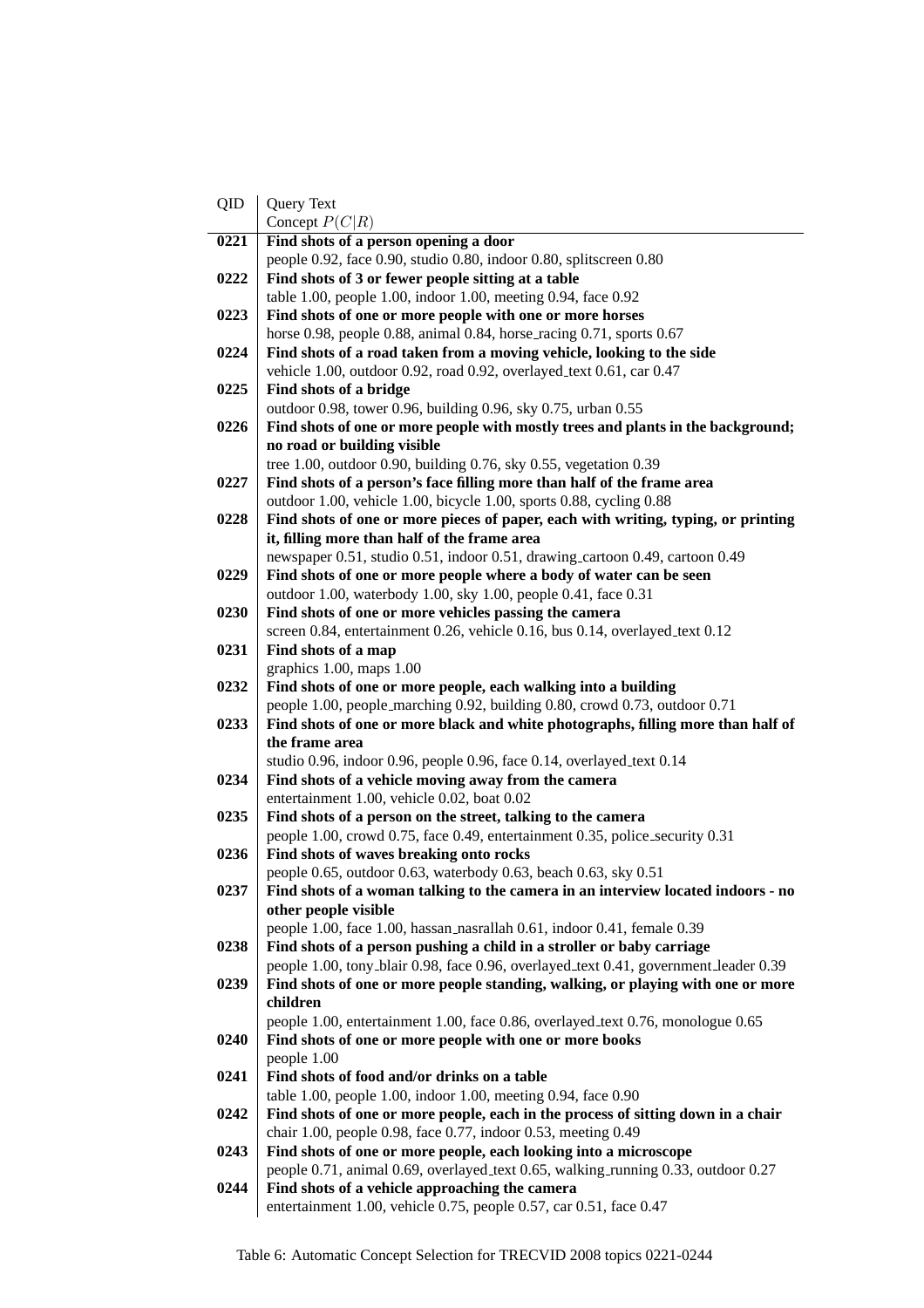| QID | Query Text<br>Concept $P(C\|R)$ |
|---|---|
| **0221** | **Find shots of a person opening a door**<br>people 0.92, face 0.90, studio 0.80, indoor 0.80, splitscreen 0.80 |
| **0222** | **Find shots of 3 or fewer people sitting at a table**<br>table 1.00, people 1.00, indoor 1.00, meeting 0.94, face 0.92 |
| **0223** | **Find shots of one or more people with one or more horses**<br>horse 0.98, people 0.88, animal 0.84, horse_racing 0.71, sports 0.67 |
| **0224** | **Find shots of a road taken from a moving vehicle, looking to the side**<br>vehicle 1.00, outdoor 0.92, road 0.92, overlayed_text 0.61, car 0.47 |
| **0225** | **Find shots of a bridge**<br>outdoor 0.98, tower 0.96, building 0.96, sky 0.75, urban 0.55 |
| **0226** | **Find shots of one or more people with mostly trees and plants in the background; no road or building visible**<br>tree 1.00, outdoor 0.90, building 0.76, sky 0.55, vegetation 0.39 |
| **0227** | **Find shots of a person's face filling more than half of the frame area**<br>outdoor 1.00, vehicle 1.00, bicycle 1.00, sports 0.88, cycling 0.88 |
| **0228** | **Find shots of one or more pieces of paper, each with writing, typing, or printing it, filling more than half of the frame area**<br>newspaper 0.51, studio 0.51, indoor 0.51, drawing_cartoon 0.49, cartoon 0.49 |
| **0229** | **Find shots of one or more people where a body of water can be seen**<br>outdoor 1.00, waterbody 1.00, sky 1.00, people 0.41, face 0.31 |
| **0230** | **Find shots of one or more vehicles passing the camera**<br>screen 0.84, entertainment 0.26, vehicle 0.16, bus 0.14, overlayed_text 0.12 |
| **0231** | **Find shots of a map**<br>graphics 1.00, maps 1.00 |
| **0232** | **Find shots of one or more people, each walking into a building**<br>people 1.00, people_marching 0.92, building 0.80, crowd 0.73, outdoor 0.71 |
| **0233** | **Find shots of one or more black and white photographs, filling more than half of the frame area**<br>studio 0.96, indoor 0.96, people 0.96, face 0.14, overlayed_text 0.14 |
| **0234** | **Find shots of a vehicle moving away from the camera**<br>entertainment 1.00, vehicle 0.02, boat 0.02 |
| **0235** | **Find shots of a person on the street, talking to the camera**<br>people 1.00, crowd 0.75, face 0.49, entertainment 0.35, police_security 0.31 |
| **0236** | **Find shots of waves breaking onto rocks**<br>people 0.65, outdoor 0.63, waterbody 0.63, beach 0.63, sky 0.51 |
| **0237** | **Find shots of a woman talking to the camera in an interview located indoors - no other people visible**<br>people 1.00, face 1.00, hassan_nasrallah 0.61, indoor 0.41, female 0.39 |
| **0238** | **Find shots of a person pushing a child in a stroller or baby carriage**<br>people 1.00, tony_blair 0.98, face 0.96, overlayed_text 0.41, government_leader 0.39 |
| **0239** | **Find shots of one or more people standing, walking, or playing with one or more children**<br>people 1.00, entertainment 1.00, face 0.86, overlayed_text 0.76, monologue 0.65 |
| **0240** | **Find shots of one or more people with one or more books**<br>people 1.00 |
| **0241** | **Find shots of food and/or drinks on a table**<br>table 1.00, people 1.00, indoor 1.00, meeting 0.94, face 0.90 |
| **0242** | **Find shots of one or more people, each in the process of sitting down in a chair**<br>chair 1.00, people 0.98, face 0.77, indoor 0.53, meeting 0.49 |
| **0243** | **Find shots of one or more people, each looking into a microscope**<br>people 0.71, animal 0.69, overlayed_text 0.65, walking_running 0.33, outdoor 0.27 |
| **0244** | **Find shots of a vehicle approaching the camera**<br>entertainment 1.00, vehicle 0.75, people 0.57, car 0.51, face 0.47 |

Table 6: Automatic Concept Selection for TRECVID 2008 topics 0221-0244